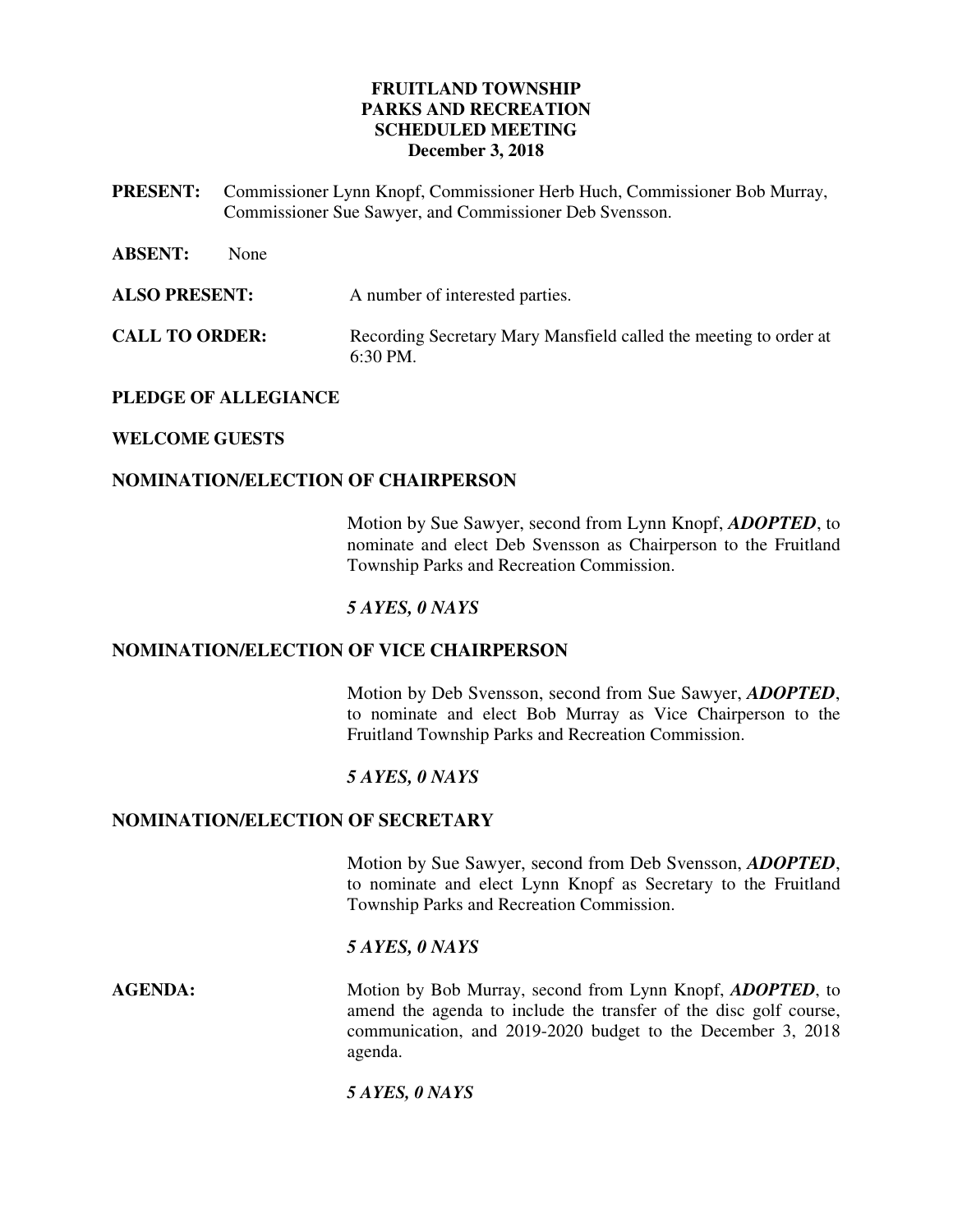**FRUITLAND TOWNSHIP**
**PARKS AND RECREATION**
**SCHEDULED MEETING**
**December 3, 2018**

**PRESENT:** Commissioner Lynn Knopf, Commissioner Herb Huch, Commissioner Bob Murray, Commissioner Sue Sawyer, and Commissioner Deb Svensson.

**ABSENT:** None

**ALSO PRESENT:** A number of interested parties.

**CALL TO ORDER:** Recording Secretary Mary Mansfield called the meeting to order at 6:30 PM.

**PLEDGE OF ALLEGIANCE**

**WELCOME GUESTS**

**NOMINATION/ELECTION OF CHAIRPERSON**

Motion by Sue Sawyer, second from Lynn Knopf, ***ADOPTED***, to nominate and elect Deb Svensson as Chairperson to the Fruitland Township Parks and Recreation Commission.

***5 AYES, 0 NAYS***

**NOMINATION/ELECTION OF VICE CHAIRPERSON**

Motion by Deb Svensson, second from Sue Sawyer, ***ADOPTED***, to nominate and elect Bob Murray as Vice Chairperson to the Fruitland Township Parks and Recreation Commission.

***5 AYES, 0 NAYS***

**NOMINATION/ELECTION OF SECRETARY**

Motion by Sue Sawyer, second from Deb Svensson, ***ADOPTED***, to nominate and elect Lynn Knopf as Secretary to the Fruitland Township Parks and Recreation Commission.

***5 AYES, 0 NAYS***

**AGENDA:** Motion by Bob Murray, second from Lynn Knopf, ***ADOPTED***, to amend the agenda to include the transfer of the disc golf course, communication, and 2019-2020 budget to the December 3, 2018 agenda.

***5 AYES, 0 NAYS***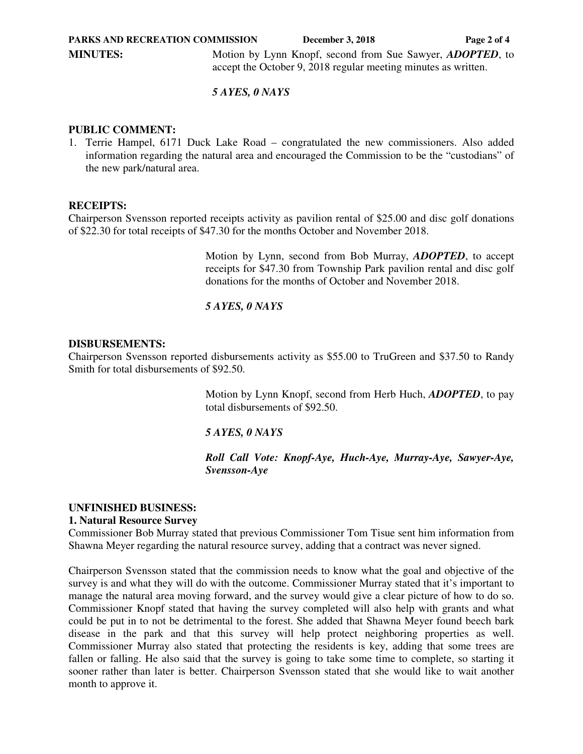**MINUTES:** Motion by Lynn Knopf, second from Sue Sawyer, ***ADOPTED***, to accept the October 9, 2018 regular meeting minutes as written.

***5 AYES, 0 NAYS***

**PUBLIC COMMENT:**

1. Terrie Hampel, 6171 Duck Lake Road – congratulated the new commissioners. Also added information regarding the natural area and encouraged the Commission to be the "custodians" of the new park/natural area.

**RECEIPTS:**

Chairperson Svensson reported receipts activity as pavilion rental of $25.00 and disc golf donations of $22.30 for total receipts of $47.30 for the months October and November 2018.

Motion by Lynn, second from Bob Murray, ***ADOPTED***, to accept receipts for $47.30 from Township Park pavilion rental and disc golf donations for the months of October and November 2018.

***5 AYES, 0 NAYS***

**DISBURSEMENTS:**

Chairperson Svensson reported disbursements activity as $55.00 to TruGreen and $37.50 to Randy Smith for total disbursements of $92.50.

Motion by Lynn Knopf, second from Herb Huch, ***ADOPTED***, to pay total disbursements of $92.50.

***5 AYES, 0 NAYS***

***Roll Call Vote: Knopf-Aye, Huch-Aye, Murray-Aye, Sawyer-Aye, Svensson-Aye***

**UNFINISHED BUSINESS:**

**1. Natural Resource Survey**

Commissioner Bob Murray stated that previous Commissioner Tom Tisue sent him information from Shawna Meyer regarding the natural resource survey, adding that a contract was never signed.

Chairperson Svensson stated that the commission needs to know what the goal and objective of the survey is and what they will do with the outcome. Commissioner Murray stated that it's important to manage the natural area moving forward, and the survey would give a clear picture of how to do so. Commissioner Knopf stated that having the survey completed will also help with grants and what could be put in to not be detrimental to the forest. She added that Shawna Meyer found beech bark disease in the park and that this survey will help protect neighboring properties as well. Commissioner Murray also stated that protecting the residents is key, adding that some trees are fallen or falling. He also said that the survey is going to take some time to complete, so starting it sooner rather than later is better. Chairperson Svensson stated that she would like to wait another month to approve it.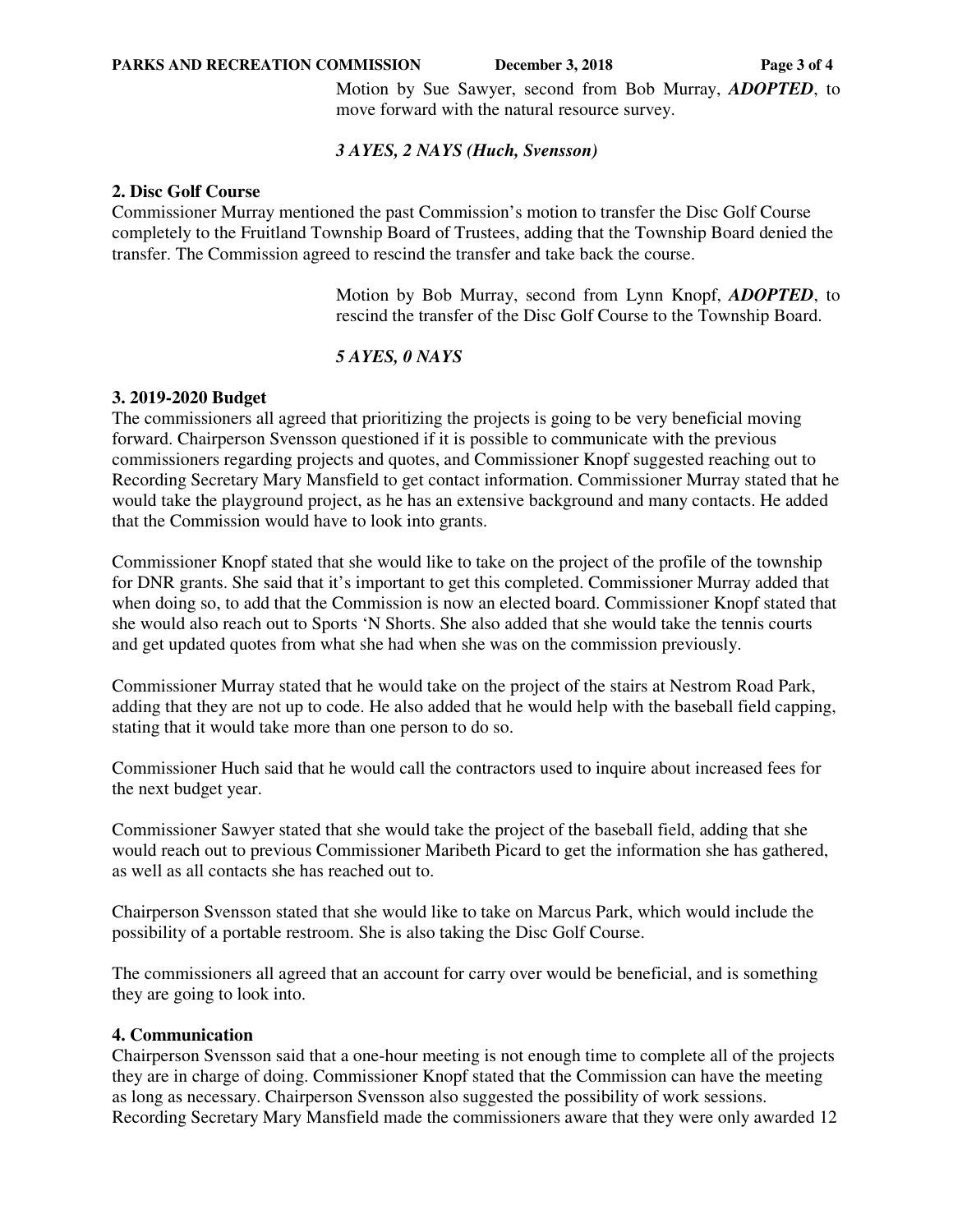Motion by Sue Sawyer, second from Bob Murray, ***ADOPTED***, to move forward with the natural resource survey.

***3 AYES, 2 NAYS (Huch, Svensson)***

**2. Disc Golf Course**

Commissioner Murray mentioned the past Commission's motion to transfer the Disc Golf Course completely to the Fruitland Township Board of Trustees, adding that the Township Board denied the transfer. The Commission agreed to rescind the transfer and take back the course.

Motion by Bob Murray, second from Lynn Knopf, ***ADOPTED***, to rescind the transfer of the Disc Golf Course to the Township Board.

***5 AYES, 0 NAYS***

**3. 2019-2020 Budget**

The commissioners all agreed that prioritizing the projects is going to be very beneficial moving forward. Chairperson Svensson questioned if it is possible to communicate with the previous commissioners regarding projects and quotes, and Commissioner Knopf suggested reaching out to Recording Secretary Mary Mansfield to get contact information. Commissioner Murray stated that he would take the playground project, as he has an extensive background and many contacts. He added that the Commission would have to look into grants.

Commissioner Knopf stated that she would like to take on the project of the profile of the township for DNR grants. She said that it's important to get this completed. Commissioner Murray added that when doing so, to add that the Commission is now an elected board. Commissioner Knopf stated that she would also reach out to Sports 'N Shorts. She also added that she would take the tennis courts and get updated quotes from what she had when she was on the commission previously.

Commissioner Murray stated that he would take on the project of the stairs at Nestrom Road Park, adding that they are not up to code. He also added that he would help with the baseball field capping, stating that it would take more than one person to do so.

Commissioner Huch said that he would call the contractors used to inquire about increased fees for the next budget year.

Commissioner Sawyer stated that she would take the project of the baseball field, adding that she would reach out to previous Commissioner Maribeth Picard to get the information she has gathered, as well as all contacts she has reached out to.

Chairperson Svensson stated that she would like to take on Marcus Park, which would include the possibility of a portable restroom. She is also taking the Disc Golf Course.

The commissioners all agreed that an account for carry over would be beneficial, and is something they are going to look into.

**4. Communication**

Chairperson Svensson said that a one-hour meeting is not enough time to complete all of the projects they are in charge of doing. Commissioner Knopf stated that the Commission can have the meeting as long as necessary. Chairperson Svensson also suggested the possibility of work sessions. Recording Secretary Mary Mansfield made the commissioners aware that they were only awarded 12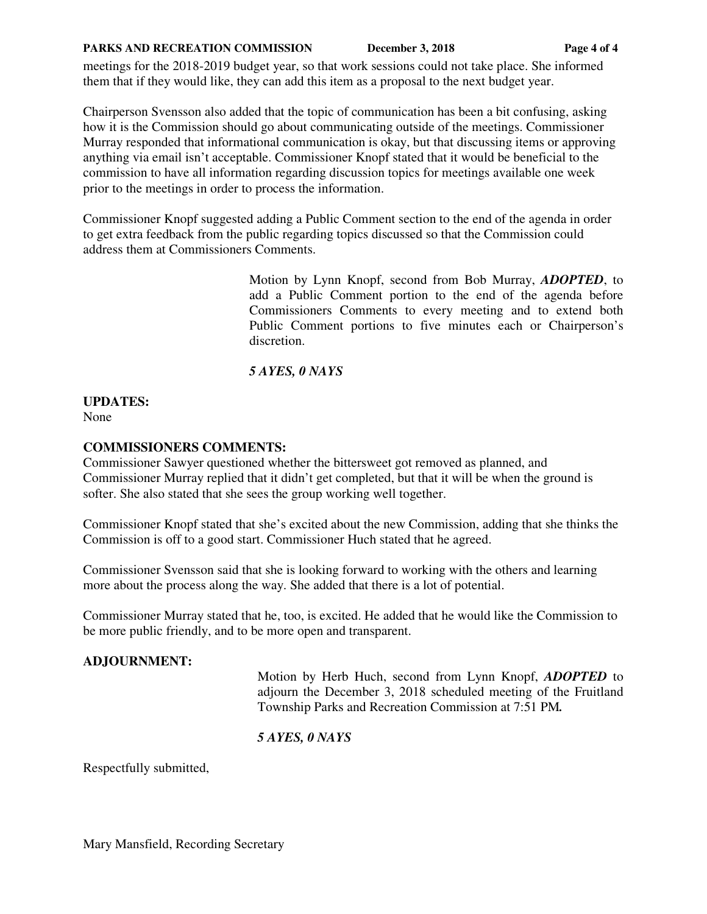meetings for the 2018-2019 budget year, so that work sessions could not take place. She informed them that if they would like, they can add this item as a proposal to the next budget year.

Chairperson Svensson also added that the topic of communication has been a bit confusing, asking how it is the Commission should go about communicating outside of the meetings. Commissioner Murray responded that informational communication is okay, but that discussing items or approving anything via email isn't acceptable. Commissioner Knopf stated that it would be beneficial to the commission to have all information regarding discussion topics for meetings available one week prior to the meetings in order to process the information.

Commissioner Knopf suggested adding a Public Comment section to the end of the agenda in order to get extra feedback from the public regarding topics discussed so that the Commission could address them at Commissioners Comments.

> Motion by Lynn Knopf, second from Bob Murray, ***ADOPTED***, to add a Public Comment portion to the end of the agenda before Commissioners Comments to every meeting and to extend both Public Comment portions to five minutes each or Chairperson's discretion.
>
> ***5 AYES, 0 NAYS***

**UPDATES:**
None

**COMMISSIONERS COMMENTS:**
Commissioner Sawyer questioned whether the bittersweet got removed as planned, and Commissioner Murray replied that it didn't get completed, but that it will be when the ground is softer. She also stated that she sees the group working well together.

Commissioner Knopf stated that she's excited about the new Commission, adding that she thinks the Commission is off to a good start. Commissioner Huch stated that he agreed.

Commissioner Svensson said that she is looking forward to working with the others and learning more about the process along the way. She added that there is a lot of potential.

Commissioner Murray stated that he, too, is excited. He added that he would like the Commission to be more public friendly, and to be more open and transparent.

**ADJOURNMENT:**

> Motion by Herb Huch, second from Lynn Knopf, ***ADOPTED*** to adjourn the December 3, 2018 scheduled meeting of the Fruitland Township Parks and Recreation Commission at 7:51 PM**.**
>
> ***5 AYES, 0 NAYS***

Respectfully submitted,

Mary Mansfield, Recording Secretary